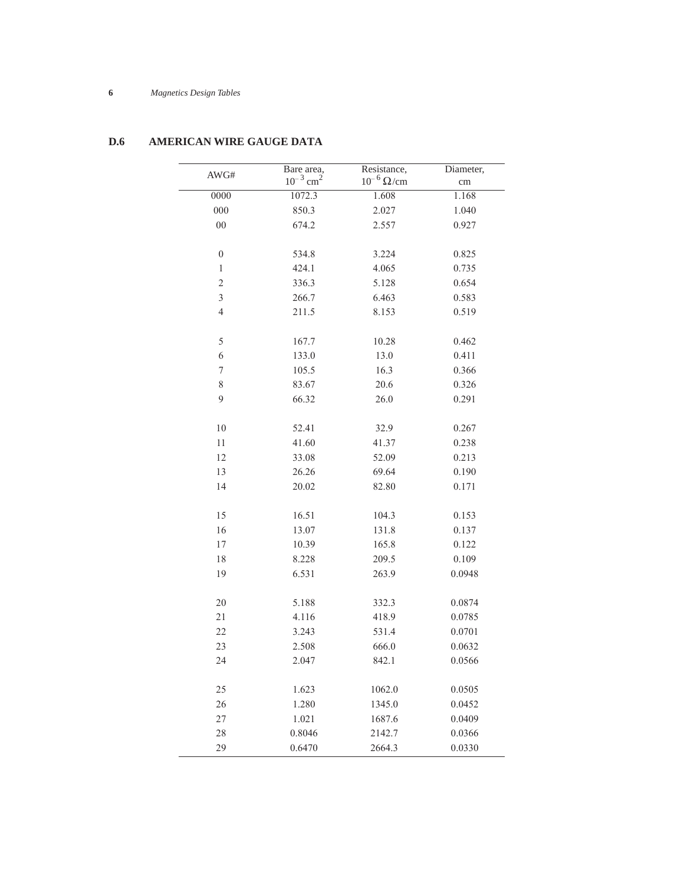## D.6 AMERICAN WIRE GAUGE DATA

| AWG# | Bare area, $10^{-3}$ cm$^2$ | Resistance, $10^{-6}$ Ω/cm | Diameter, cm |
|---|---|---|---|
| 0000 | 1072.3 | 1.608 | 1.168 |
| 000 | 850.3 | 2.027 | 1.040 |
| 00 | 674.2 | 2.557 | 0.927 |
| 0 | 534.8 | 3.224 | 0.825 |
| 1 | 424.1 | 4.065 | 0.735 |
| 2 | 336.3 | 5.128 | 0.654 |
| 3 | 266.7 | 6.463 | 0.583 |
| 4 | 211.5 | 8.153 | 0.519 |
| 5 | 167.7 | 10.28 | 0.462 |
| 6 | 133.0 | 13.0 | 0.411 |
| 7 | 105.5 | 16.3 | 0.366 |
| 8 | 83.67 | 20.6 | 0.326 |
| 9 | 66.32 | 26.0 | 0.291 |
| 10 | 52.41 | 32.9 | 0.267 |
| 11 | 41.60 | 41.37 | 0.238 |
| 12 | 33.08 | 52.09 | 0.213 |
| 13 | 26.26 | 69.64 | 0.190 |
| 14 | 20.02 | 82.80 | 0.171 |
| 15 | 16.51 | 104.3 | 0.153 |
| 16 | 13.07 | 131.8 | 0.137 |
| 17 | 10.39 | 165.8 | 0.122 |
| 18 | 8.228 | 209.5 | 0.109 |
| 19 | 6.531 | 263.9 | 0.0948 |
| 20 | 5.188 | 332.3 | 0.0874 |
| 21 | 4.116 | 418.9 | 0.0785 |
| 22 | 3.243 | 531.4 | 0.0701 |
| 23 | 2.508 | 666.0 | 0.0632 |
| 24 | 2.047 | 842.1 | 0.0566 |
| 25 | 1.623 | 1062.0 | 0.0505 |
| 26 | 1.280 | 1345.0 | 0.0452 |
| 27 | 1.021 | 1687.6 | 0.0409 |
| 28 | 0.8046 | 2142.7 | 0.0366 |
| 29 | 0.6470 | 2664.3 | 0.0330 |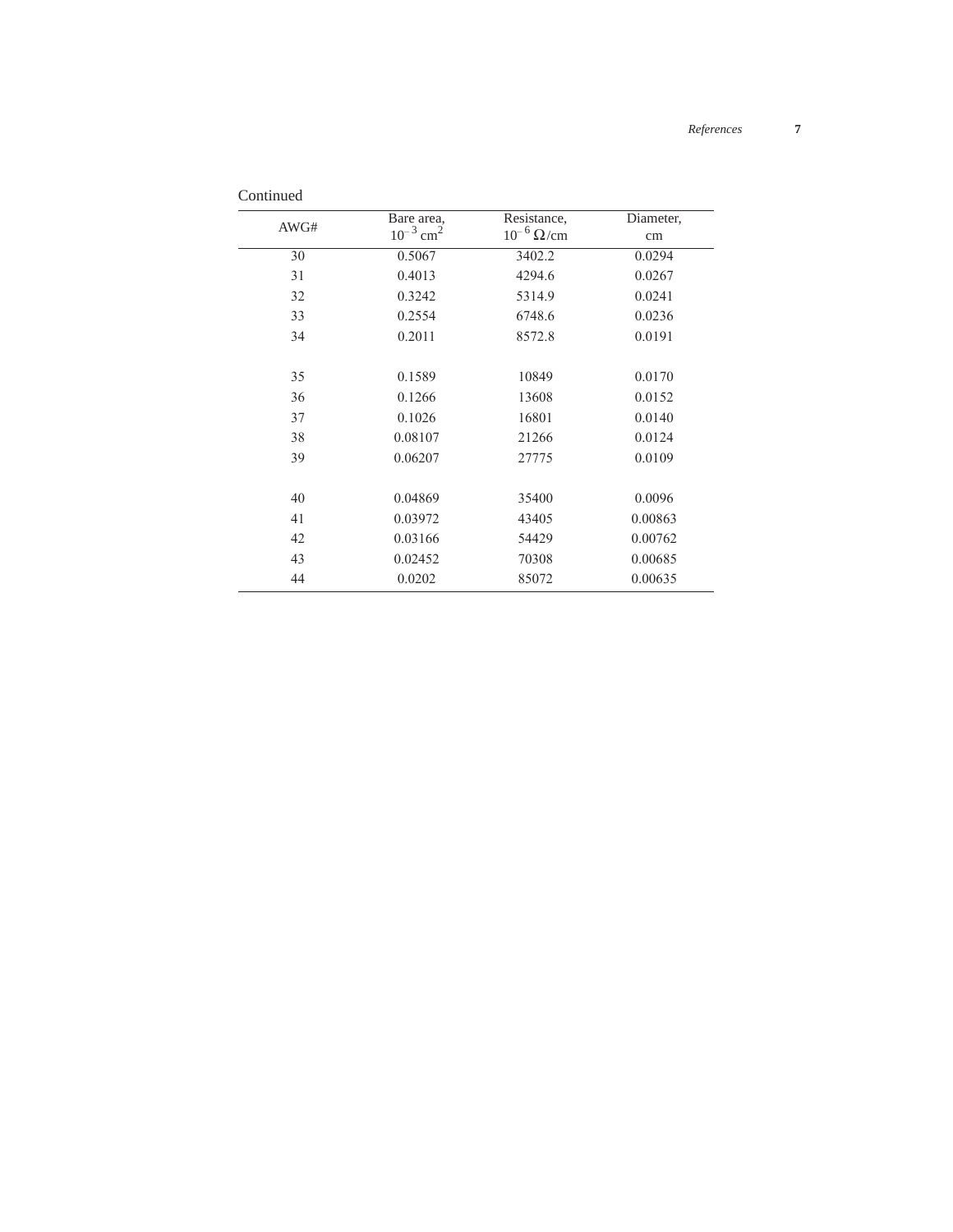Continued

| AWG# | Bare area, $10^{-3}$ cm$^2$ | Resistance, $10^{-6}$ $\Omega$/cm | Diameter, cm |
|---|---|---|---|
| 30 | 0.5067 | 3402.2 | 0.0294 |
| 31 | 0.4013 | 4294.6 | 0.0267 |
| 32 | 0.3242 | 5314.9 | 0.0241 |
| 33 | 0.2554 | 6748.6 | 0.0236 |
| 34 | 0.2011 | 8572.8 | 0.0191 |
| 35 | 0.1589 | 10849 | 0.0170 |
| 36 | 0.1266 | 13608 | 0.0152 |
| 37 | 0.1026 | 16801 | 0.0140 |
| 38 | 0.08107 | 21266 | 0.0124 |
| 39 | 0.06207 | 27775 | 0.0109 |
| 40 | 0.04869 | 35400 | 0.0096 |
| 41 | 0.03972 | 43405 | 0.00863 |
| 42 | 0.03166 | 54429 | 0.00762 |
| 43 | 0.02452 | 70308 | 0.00685 |
| 44 | 0.0202 | 85072 | 0.00635 |